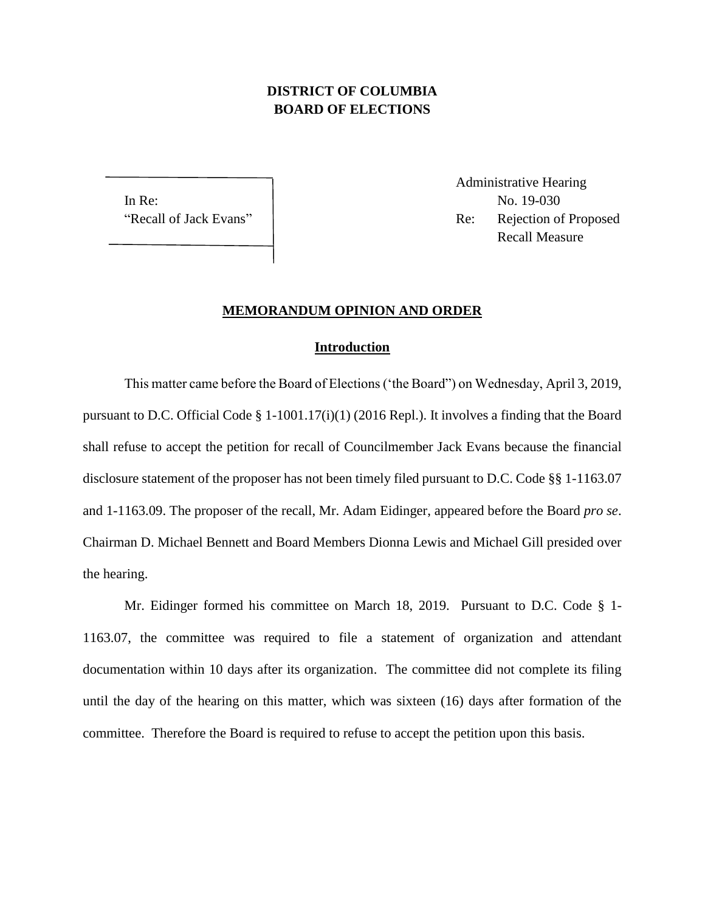**DISTRICT OF COLUMBIA**
**BOARD OF ELECTIONS**

In Re:
"Recall of Jack Evans"

Administrative Hearing
No. 19-030
Re: Rejection of Proposed Recall Measure

## MEMORANDUM OPINION AND ORDER

### Introduction

This matter came before the Board of Elections ('the Board") on Wednesday, April 3, 2019, pursuant to D.C. Official Code § 1-1001.17(i)(1) (2016 Repl.). It involves a finding that the Board shall refuse to accept the petition for recall of Councilmember Jack Evans because the financial disclosure statement of the proposer has not been timely filed pursuant to D.C. Code §§ 1-1163.07 and 1-1163.09. The proposer of the recall, Mr. Adam Eidinger, appeared before the Board *pro se*. Chairman D. Michael Bennett and Board Members Dionna Lewis and Michael Gill presided over the hearing.

Mr. Eidinger formed his committee on March 18, 2019. Pursuant to D.C. Code § 1-1163.07, the committee was required to file a statement of organization and attendant documentation within 10 days after its organization. The committee did not complete its filing until the day of the hearing on this matter, which was sixteen (16) days after formation of the committee. Therefore the Board is required to refuse to accept the petition upon this basis.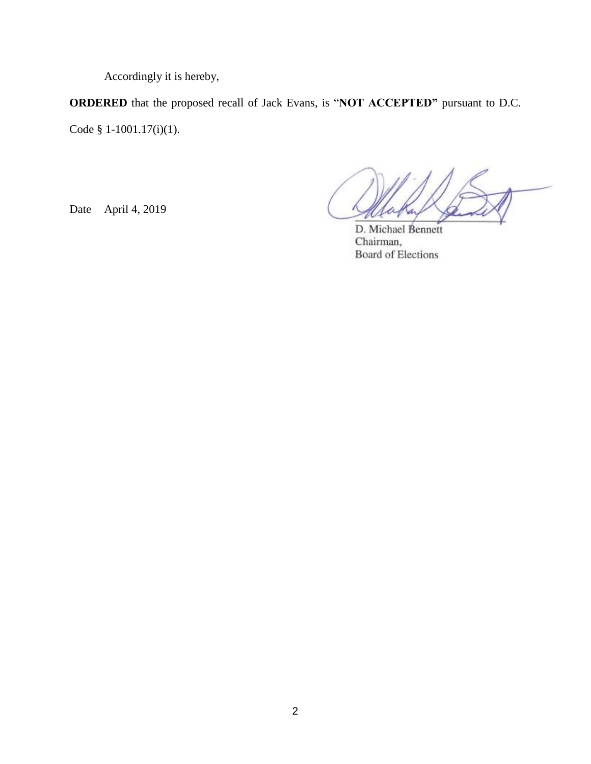Accordingly it is hereby,

**ORDERED** that the proposed recall of Jack Evans, is "**NOT ACCEPTED"** pursuant to D.C. Code § 1-1001.17(i)(1).

Date April 4, 2019

D. Michael Bennett
Chairman,
Board of Elections